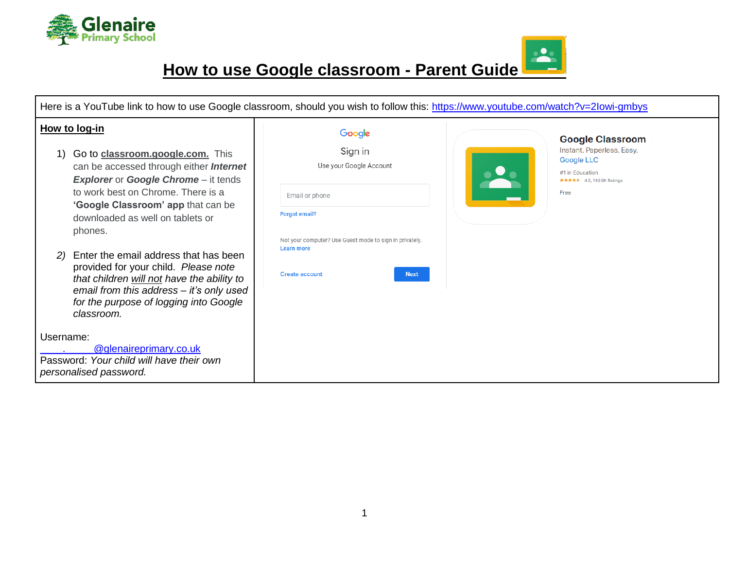Glenaire Primary School

# How to use Google classroom - Parent Guide

Here is a YouTube link to how to use Google classroom, should you wish to follow this: https://www.youtube.com/watch?v=2lowi-gmbys

## How to log-in

1) Go to **classroom.google.com.** This can be accessed through either ***Internet Explorer*** or ***Google Chrome*** – it tends to work best on Chrome. There is a **'Google Classroom' app** that can be downloaded as well on tablets or phones.

2) Enter the email address that has been provided for your child. *Please note that children will not have the ability to email from this address – it's only used for the purpose of logging into Google classroom.*

Username:
______.______@glenaireprimary.co.uk
Password: *Your child will have their own personalised password.*

Google

Sign in

Use your Google Account

Email or phone

Forgot email?

Not your computer? Use Guest mode to sign in privately.
Learn more

Create account

Next

**Google Classroom**
Instant. Paperless. Easy.
Google LLC
#1 in Education
★★★★★ 4.6, 149.9K Ratings
Free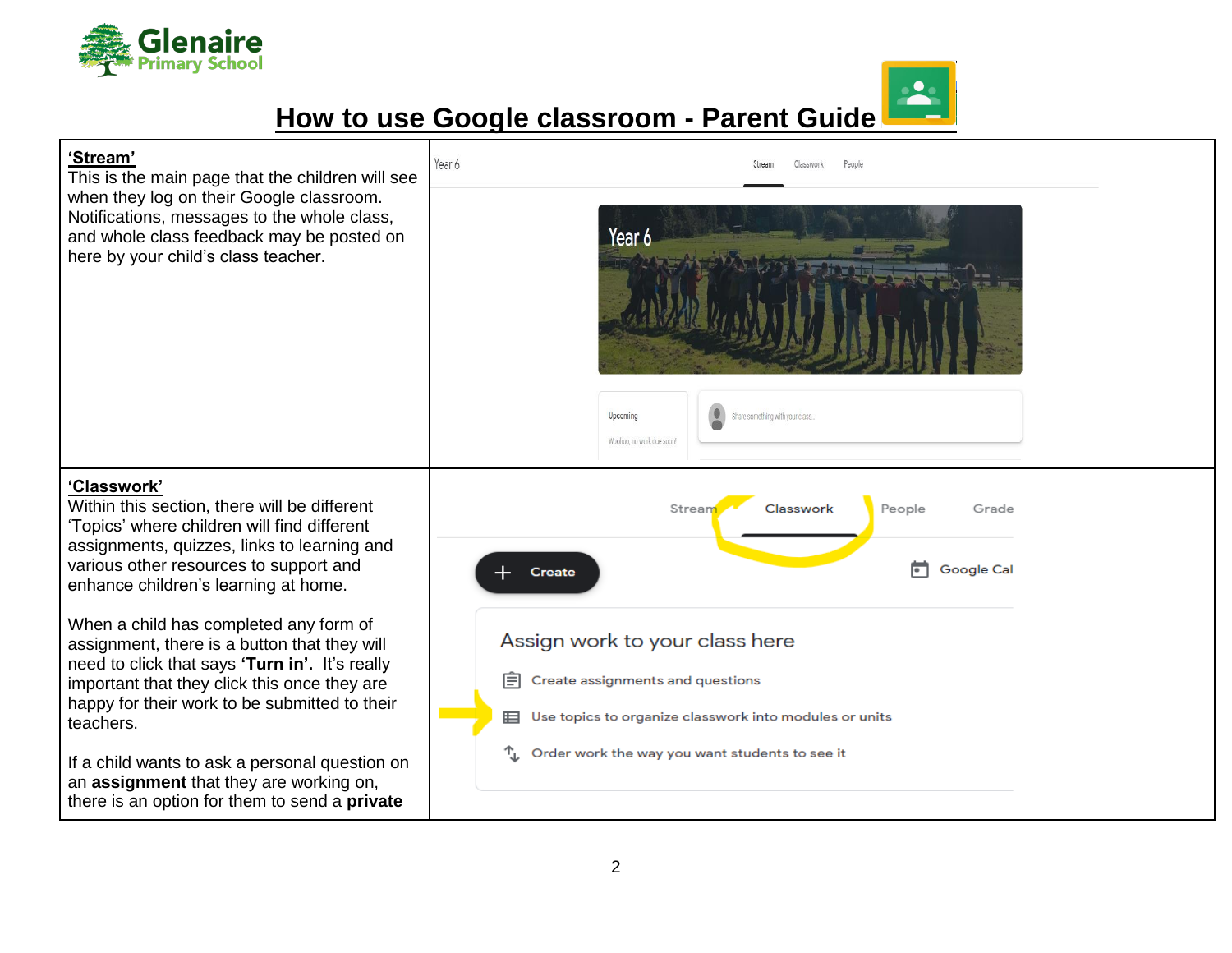# How to use Google classroom - Parent Guide

| | |
|---|---|
| **'Stream'**<br>This is the main page that the children will see when they log on their Google classroom. Notifications, messages to the whole class, and whole class feedback may be posted on here by your child's class teacher. | |
| **'Classwork'**<br>Within this section, there will be different 'Topics' where children will find different assignments, quizzes, links to learning and various other resources to support and enhance children's learning at home.<br><br>When a child has completed any form of assignment, there is a button that they will need to click that says **'Turn in'.** It's really important that they click this once they are happy for their work to be submitted to their teachers.<br><br>If a child wants to ask a personal question on an **assignment** that they are working on, there is an option for them to send a **private** | |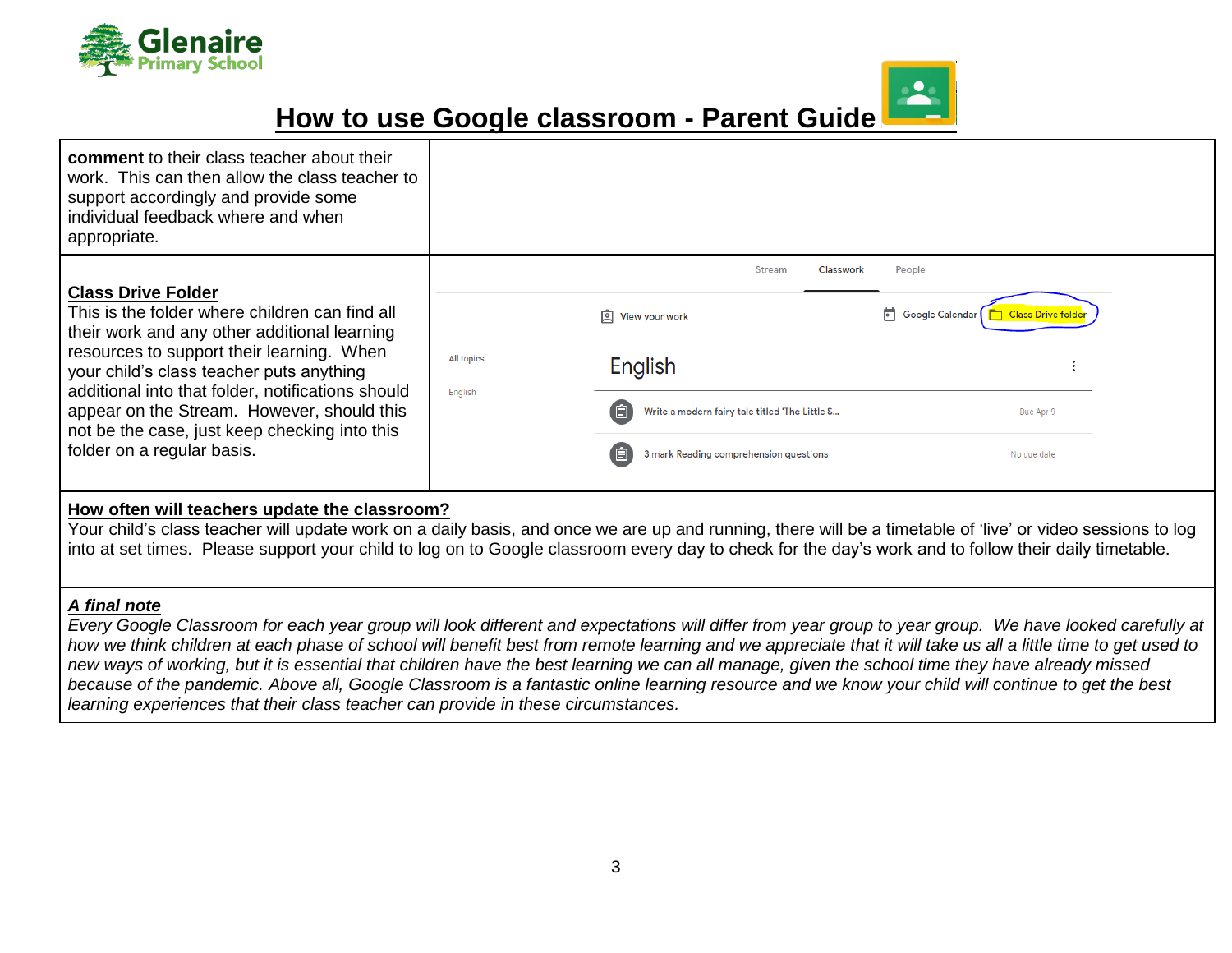# How to use Google classroom - Parent Guide

**comment** to their class teacher about their work. This can then allow the class teacher to support accordingly and provide some individual feedback where and when appropriate.

**Class Drive Folder**

This is the folder where children can find all their work and any other additional learning resources to support their learning. When your child's class teacher puts anything additional into that folder, notifications should appear on the Stream. However, should this not be the case, just keep checking into this folder on a regular basis.

Stream Classwork People

View your work Google Calendar Class Drive folder

All topics

English

English

Write a modern fairy tale titled 'The Little S... Due Apr 9

3 mark Reading comprehension questions No due date

**How often will teachers update the classroom?**

Your child's class teacher will update work on a daily basis, and once we are up and running, there will be a timetable of 'live' or video sessions to log into at set times. Please support your child to log on to Google classroom every day to check for the day's work and to follow their daily timetable.

***A final note***

*Every Google Classroom for each year group will look different and expectations will differ from year group to year group. We have looked carefully at how we think children at each phase of school will benefit best from remote learning and we appreciate that it will take us all a little time to get used to new ways of working, but it is essential that children have the best learning we can all manage, given the school time they have already missed because of the pandemic. Above all, Google Classroom is a fantastic online learning resource and we know your child will continue to get the best learning experiences that their class teacher can provide in these circumstances.*